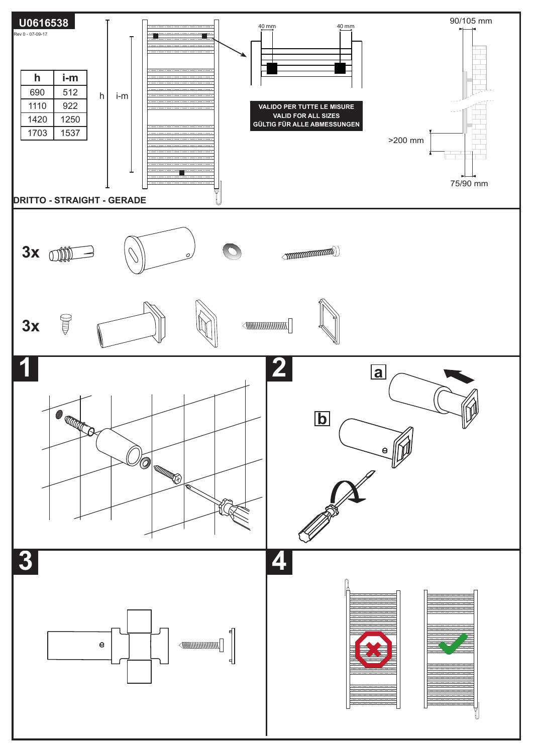# U0616538

Rev 0 - 07-09-17

| h | i-m |
|---|---|
| 690 | 512 |
| 1110 | 922 |
| 1420 | 1250 |
| 1703 | 1537 |

h

i-m

40 mm

40 mm

**VALIDO PER TUTTE LE MISURE**
**VALID FOR ALL SIZES**
**GÜLTIG FÜR ALLE ABMESSUNGEN**

90/105 mm

>200 mm

75/90 mm

**DRITTO - STRAIGHT - GERADE**

3x

3x

1

2

a

b

3

4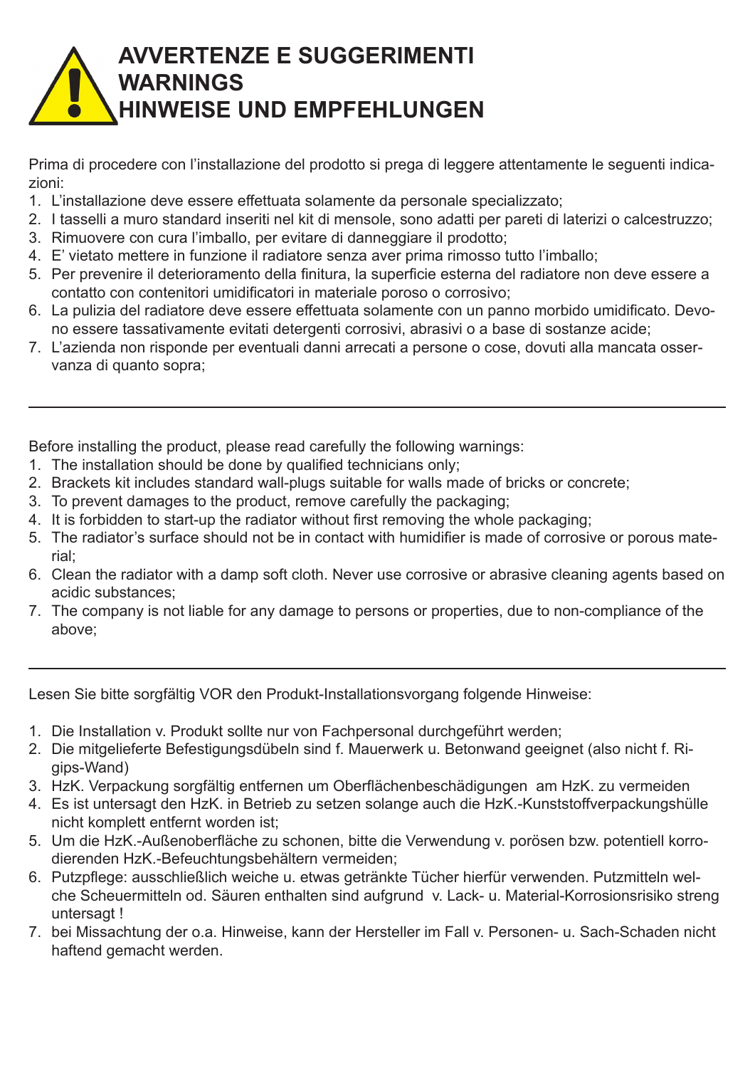# AVVERTENZE E SUGGERIMENTI
# WARNINGS
# HINWEISE UND EMPFEHLUNGEN

Prima di procedere con l'installazione del prodotto si prega di leggere attentamente le seguenti indicazioni:

1. L'installazione deve essere effettuata solamente da personale specializzato;
2. I tasselli a muro standard inseriti nel kit di mensole, sono adatti per pareti di laterizi o calcestruzzo;
3. Rimuovere con cura l'imballo, per evitare di danneggiare il prodotto;
4. E' vietato mettere in funzione il radiatore senza aver prima rimosso tutto l'imballo;
5. Per prevenire il deterioramento della finitura, la superficie esterna del radiatore non deve essere a contatto con contenitori umidificatori in materiale poroso o corrosivo;
6. La pulizia del radiatore deve essere effettuata solamente con un panno morbido umidificato. Devono essere tassativamente evitati detergenti corrosivi, abrasivi o a base di sostanze acide;
7. L'azienda non risponde per eventuali danni arrecati a persone o cose, dovuti alla mancata osservanza di quanto sopra;

---

Before installing the product, please read carefully the following warnings:

1. The installation should be done by qualified technicians only;
2. Brackets kit includes standard wall-plugs suitable for walls made of bricks or concrete;
3. To prevent damages to the product, remove carefully the packaging;
4. It is forbidden to start-up the radiator without first removing the whole packaging;
5. The radiator's surface should not be in contact with humidifier is made of corrosive or porous material;
6. Clean the radiator with a damp soft cloth. Never use corrosive or abrasive cleaning agents based on acidic substances;
7. The company is not liable for any damage to persons or properties, due to non-compliance of the above;

---

Lesen Sie bitte sorgfältig VOR den Produkt-Installationsvorgang folgende Hinweise:

1. Die Installation v. Produkt sollte nur von Fachpersonal durchgeführt werden;
2. Die mitgelieferte Befestigungsdübeln sind f. Mauerwerk u. Betonwand geeignet (also nicht f. Rigips-Wand)
3. HzK. Verpackung sorgfältig entfernen um Oberflächenbeschädigungen am HzK. zu vermeiden
4. Es ist untersagt den HzK. in Betrieb zu setzen solange auch die HzK.-Kunststoffverpackungshülle nicht komplett entfernt worden ist;
5. Um die HzK.-Außenoberfläche zu schonen, bitte die Verwendung v. porösen bzw. potentiell korrodierenden HzK.-Befeuchtungsbehältern vermeiden;
6. Putzpflege: ausschließlich weiche u. etwas getränkte Tücher hierfür verwenden. Putzmitteln welche Scheuermitteln od. Säuren enthalten sind aufgrund v. Lack- u. Material-Korrosionsrisiko streng untersagt !
7. bei Missachtung der o.a. Hinweise, kann der Hersteller im Fall v. Personen- u. Sach-Schaden nicht haftend gemacht werden.